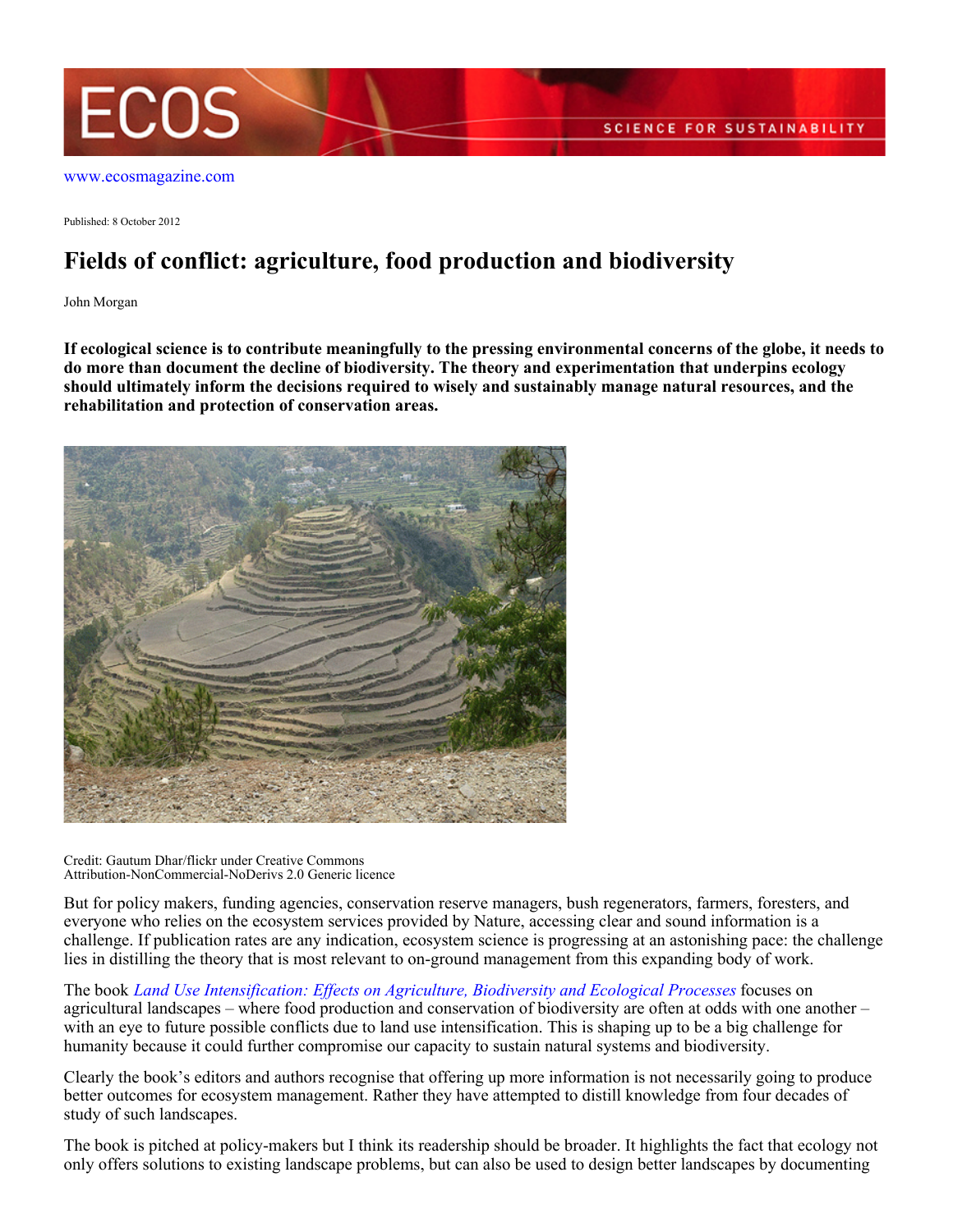www.ecosmagazine.com

Published: 8 October 2012

# Fields of conflict: agriculture, food production and biodiversity

John Morgan

**If ecological science is to contribute meaningfully to the pressing environmental concerns of the globe, it needs to do more than document the decline of biodiversity. The theory and experimentation that underpins ecology should ultimately inform the decisions required to wisely and sustainably manage natural resources, and the rehabilitation and protection of conservation areas.**

Credit: Gautum Dhar/flickr under Creative Commons Attribution-NonCommercial-NoDerivs 2.0 Generic licence

But for policy makers, funding agencies, conservation reserve managers, bush regenerators, farmers, foresters, and everyone who relies on the ecosystem services provided by Nature, accessing clear and sound information is a challenge. If publication rates are any indication, ecosystem science is progressing at an astonishing pace: the challenge lies in distilling the theory that is most relevant to on-ground management from this expanding body of work.

The book *Land Use Intensification: Effects on Agriculture, Biodiversity and Ecological Processes* focuses on agricultural landscapes – where food production and conservation of biodiversity are often at odds with one another – with an eye to future possible conflicts due to land use intensification. This is shaping up to be a big challenge for humanity because it could further compromise our capacity to sustain natural systems and biodiversity.

Clearly the book's editors and authors recognise that offering up more information is not necessarily going to produce better outcomes for ecosystem management. Rather they have attempted to distill knowledge from four decades of study of such landscapes.

The book is pitched at policy-makers but I think its readership should be broader. It highlights the fact that ecology not only offers solutions to existing landscape problems, but can also be used to design better landscapes by documenting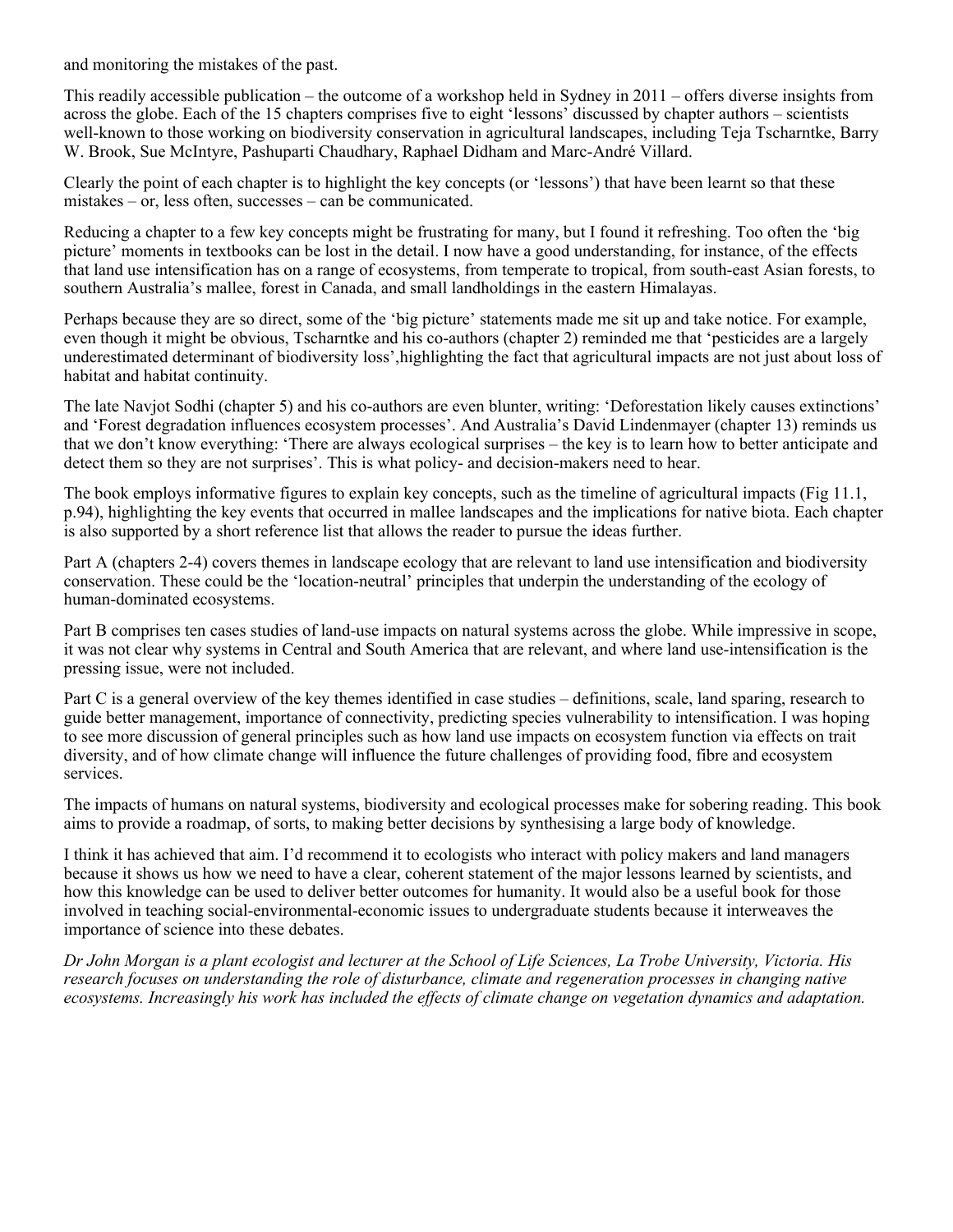and monitoring the mistakes of the past.

This readily accessible publication – the outcome of a workshop held in Sydney in 2011 – offers diverse insights from across the globe. Each of the 15 chapters comprises five to eight 'lessons' discussed by chapter authors – scientists well-known to those working on biodiversity conservation in agricultural landscapes, including Teja Tscharntke, Barry W. Brook, Sue McIntyre, Pashuparti Chaudhary, Raphael Didham and Marc-André Villard.

Clearly the point of each chapter is to highlight the key concepts (or 'lessons') that have been learnt so that these mistakes – or, less often, successes – can be communicated.

Reducing a chapter to a few key concepts might be frustrating for many, but I found it refreshing. Too often the 'big picture' moments in textbooks can be lost in the detail. I now have a good understanding, for instance, of the effects that land use intensification has on a range of ecosystems, from temperate to tropical, from south-east Asian forests, to southern Australia's mallee, forest in Canada, and small landholdings in the eastern Himalayas.

Perhaps because they are so direct, some of the 'big picture' statements made me sit up and take notice. For example, even though it might be obvious, Tscharntke and his co-authors (chapter 2) reminded me that 'pesticides are a largely underestimated determinant of biodiversity loss',highlighting the fact that agricultural impacts are not just about loss of habitat and habitat continuity.

The late Navjot Sodhi (chapter 5) and his co-authors are even blunter, writing: 'Deforestation likely causes extinctions' and 'Forest degradation influences ecosystem processes'. And Australia's David Lindenmayer (chapter 13) reminds us that we don't know everything: 'There are always ecological surprises – the key is to learn how to better anticipate and detect them so they are not surprises'. This is what policy- and decision-makers need to hear.

The book employs informative figures to explain key concepts, such as the timeline of agricultural impacts (Fig 11.1, p.94), highlighting the key events that occurred in mallee landscapes and the implications for native biota. Each chapter is also supported by a short reference list that allows the reader to pursue the ideas further.

Part A (chapters 2-4) covers themes in landscape ecology that are relevant to land use intensification and biodiversity conservation. These could be the 'location-neutral' principles that underpin the understanding of the ecology of human-dominated ecosystems.

Part B comprises ten cases studies of land-use impacts on natural systems across the globe. While impressive in scope, it was not clear why systems in Central and South America that are relevant, and where land use-intensification is the pressing issue, were not included.

Part C is a general overview of the key themes identified in case studies – definitions, scale, land sparing, research to guide better management, importance of connectivity, predicting species vulnerability to intensification. I was hoping to see more discussion of general principles such as how land use impacts on ecosystem function via effects on trait diversity, and of how climate change will influence the future challenges of providing food, fibre and ecosystem services.

The impacts of humans on natural systems, biodiversity and ecological processes make for sobering reading. This book aims to provide a roadmap, of sorts, to making better decisions by synthesising a large body of knowledge.

I think it has achieved that aim. I'd recommend it to ecologists who interact with policy makers and land managers because it shows us how we need to have a clear, coherent statement of the major lessons learned by scientists, and how this knowledge can be used to deliver better outcomes for humanity. It would also be a useful book for those involved in teaching social-environmental-economic issues to undergraduate students because it interweaves the importance of science into these debates.

*Dr John Morgan is a plant ecologist and lecturer at the School of Life Sciences, La Trobe University, Victoria. His research focuses on understanding the role of disturbance, climate and regeneration processes in changing native ecosystems. Increasingly his work has included the effects of climate change on vegetation dynamics and adaptation.*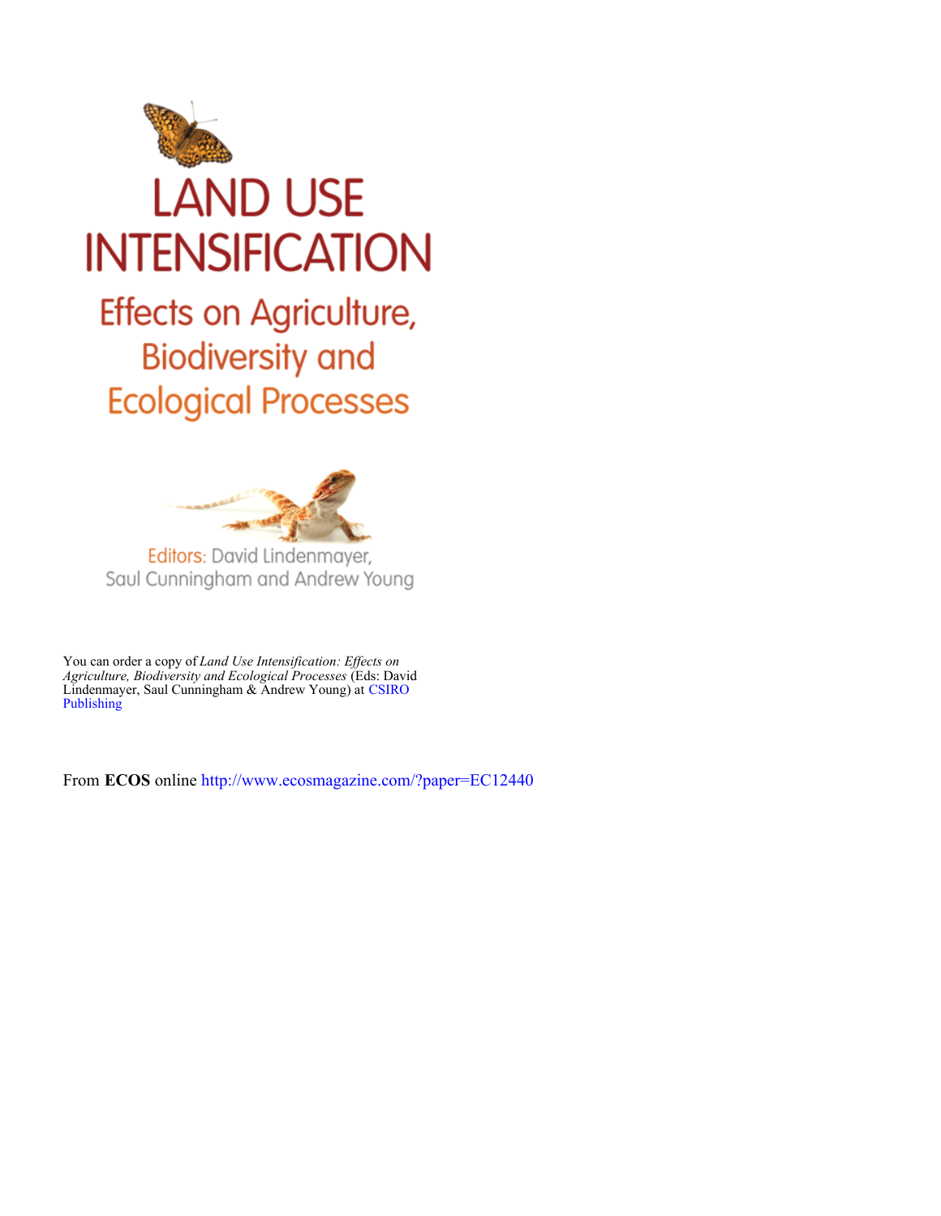# LAND USE INTENSIFICATION

## Effects on Agriculture, Biodiversity and Ecological Processes

Editors: David Lindenmayer, Saul Cunningham and Andrew Young

You can order a copy of *Land Use Intensification: Effects on Agriculture, Biodiversity and Ecological Processes* (Eds: David Lindenmayer, Saul Cunningham & Andrew Young) at CSIRO Publishing

From **ECOS** online http://www.ecosmagazine.com/?paper=EC12440